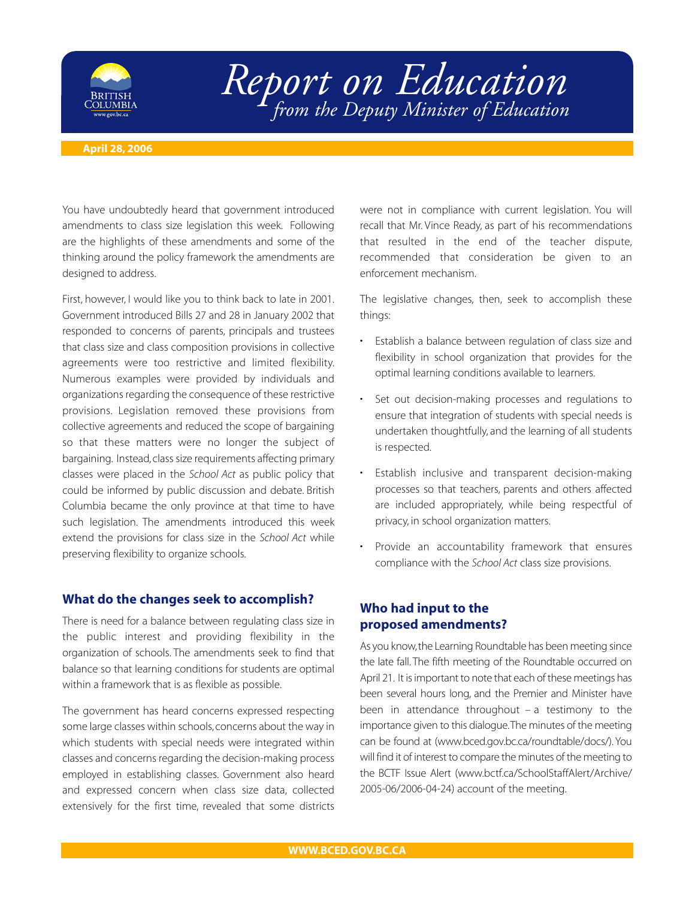# Report on Education

*from the Deputy Minister of Education*

**April 28, 2006**

You have undoubtedly heard that government introduced amendments to class size legislation this week. Following are the highlights of these amendments and some of the thinking around the policy framework the amendments are designed to address.

First, however, I would like you to think back to late in 2001. Government introduced Bills 27 and 28 in January 2002 that responded to concerns of parents, principals and trustees that class size and class composition provisions in collective agreements were too restrictive and limited flexibility. Numerous examples were provided by individuals and organizations regarding the consequence of these restrictive provisions. Legislation removed these provisions from collective agreements and reduced the scope of bargaining so that these matters were no longer the subject of bargaining. Instead, class size requirements affecting primary classes were placed in the *School Act* as public policy that could be informed by public discussion and debate. British Columbia became the only province at that time to have such legislation. The amendments introduced this week extend the provisions for class size in the *School Act* while preserving flexibility to organize schools.

## What do the changes seek to accomplish?

There is need for a balance between regulating class size in the public interest and providing flexibility in the organization of schools. The amendments seek to find that balance so that learning conditions for students are optimal within a framework that is as flexible as possible.

The government has heard concerns expressed respecting some large classes within schools, concerns about the way in which students with special needs were integrated within classes and concerns regarding the decision-making process employed in establishing classes. Government also heard and expressed concern when class size data, collected extensively for the first time, revealed that some districts were not in compliance with current legislation. You will recall that Mr. Vince Ready, as part of his recommendations that resulted in the end of the teacher dispute, recommended that consideration be given to an enforcement mechanism.

The legislative changes, then, seek to accomplish these things:

- Establish a balance between regulation of class size and flexibility in school organization that provides for the optimal learning conditions available to learners.
- Set out decision-making processes and regulations to ensure that integration of students with special needs is undertaken thoughtfully, and the learning of all students is respected.
- Establish inclusive and transparent decision-making processes so that teachers, parents and others affected are included appropriately, while being respectful of privacy, in school organization matters.
- Provide an accountability framework that ensures compliance with the *School Act* class size provisions.

## Who had input to the proposed amendments?

As you know, the Learning Roundtable has been meeting since the late fall. The fifth meeting of the Roundtable occurred on April 21. It is important to note that each of these meetings has been several hours long, and the Premier and Minister have been in attendance throughout – a testimony to the importance given to this dialogue. The minutes of the meeting can be found at (www.bced.gov.bc.ca/roundtable/docs/). You will find it of interest to compare the minutes of the meeting to the BCTF Issue Alert (www.bctf.ca/SchoolStaffAlert/Archive/2005-06/2006-04-24) account of the meeting.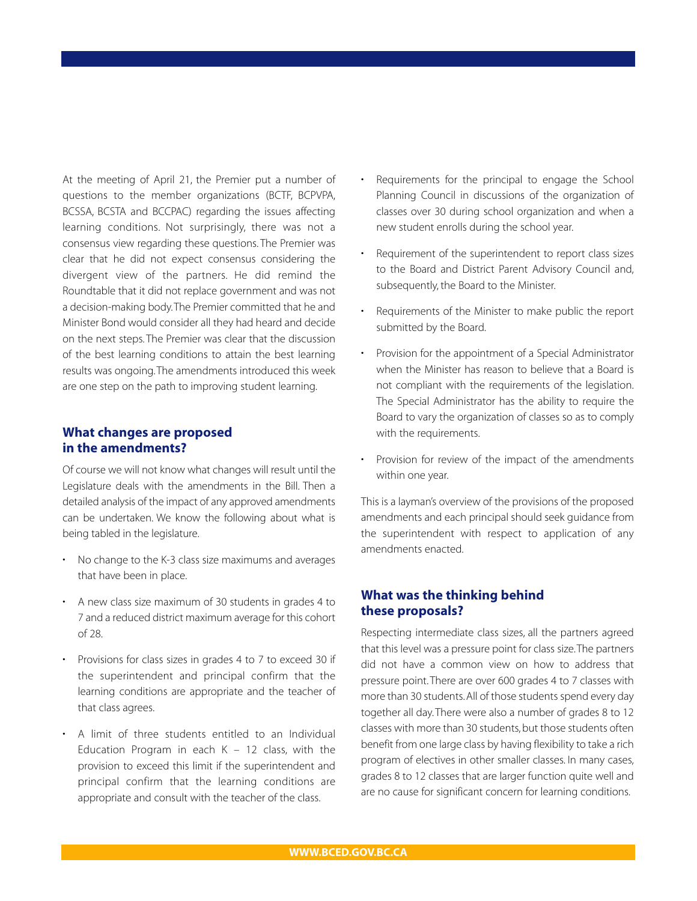At the meeting of April 21, the Premier put a number of questions to the member organizations (BCTF, BCPVPA, BCSSA, BCSTA and BCCPAC) regarding the issues affecting learning conditions. Not surprisingly, there was not a consensus view regarding these questions. The Premier was clear that he did not expect consensus considering the divergent view of the partners. He did remind the Roundtable that it did not replace government and was not a decision-making body. The Premier committed that he and Minister Bond would consider all they had heard and decide on the next steps. The Premier was clear that the discussion of the best learning conditions to attain the best learning results was ongoing. The amendments introduced this week are one step on the path to improving student learning.

## What changes are proposed in the amendments?

Of course we will not know what changes will result until the Legislature deals with the amendments in the Bill. Then a detailed analysis of the impact of any approved amendments can be undertaken. We know the following about what is being tabled in the legislature.

- No change to the K-3 class size maximums and averages that have been in place.
- A new class size maximum of 30 students in grades 4 to 7 and a reduced district maximum average for this cohort of 28.
- Provisions for class sizes in grades 4 to 7 to exceed 30 if the superintendent and principal confirm that the learning conditions are appropriate and the teacher of that class agrees.
- A limit of three students entitled to an Individual Education Program in each K – 12 class, with the provision to exceed this limit if the superintendent and principal confirm that the learning conditions are appropriate and consult with the teacher of the class.
- Requirements for the principal to engage the School Planning Council in discussions of the organization of classes over 30 during school organization and when a new student enrolls during the school year.
- Requirement of the superintendent to report class sizes to the Board and District Parent Advisory Council and, subsequently, the Board to the Minister.
- Requirements of the Minister to make public the report submitted by the Board.
- Provision for the appointment of a Special Administrator when the Minister has reason to believe that a Board is not compliant with the requirements of the legislation. The Special Administrator has the ability to require the Board to vary the organization of classes so as to comply with the requirements.
- Provision for review of the impact of the amendments within one year.

This is a layman's overview of the provisions of the proposed amendments and each principal should seek guidance from the superintendent with respect to application of any amendments enacted.

## What was the thinking behind these proposals?

Respecting intermediate class sizes, all the partners agreed that this level was a pressure point for class size. The partners did not have a common view on how to address that pressure point. There are over 600 grades 4 to 7 classes with more than 30 students. All of those students spend every day together all day. There were also a number of grades 8 to 12 classes with more than 30 students, but those students often benefit from one large class by having flexibility to take a rich program of electives in other smaller classes. In many cases, grades 8 to 12 classes that are larger function quite well and are no cause for significant concern for learning conditions.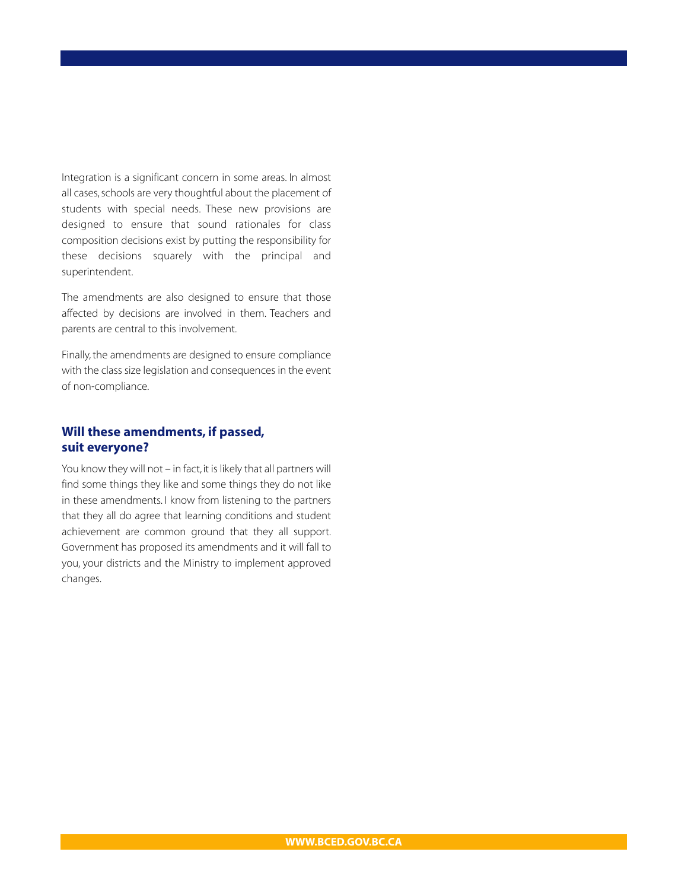Integration is a significant concern in some areas. In almost all cases, schools are very thoughtful about the placement of students with special needs. These new provisions are designed to ensure that sound rationales for class composition decisions exist by putting the responsibility for these decisions squarely with the principal and superintendent.

The amendments are also designed to ensure that those affected by decisions are involved in them. Teachers and parents are central to this involvement.

Finally, the amendments are designed to ensure compliance with the class size legislation and consequences in the event of non-compliance.

## Will these amendments, if passed, suit everyone?

You know they will not – in fact, it is likely that all partners will find some things they like and some things they do not like in these amendments. I know from listening to the partners that they all do agree that learning conditions and student achievement are common ground that they all support. Government has proposed its amendments and it will fall to you, your districts and the Ministry to implement approved changes.